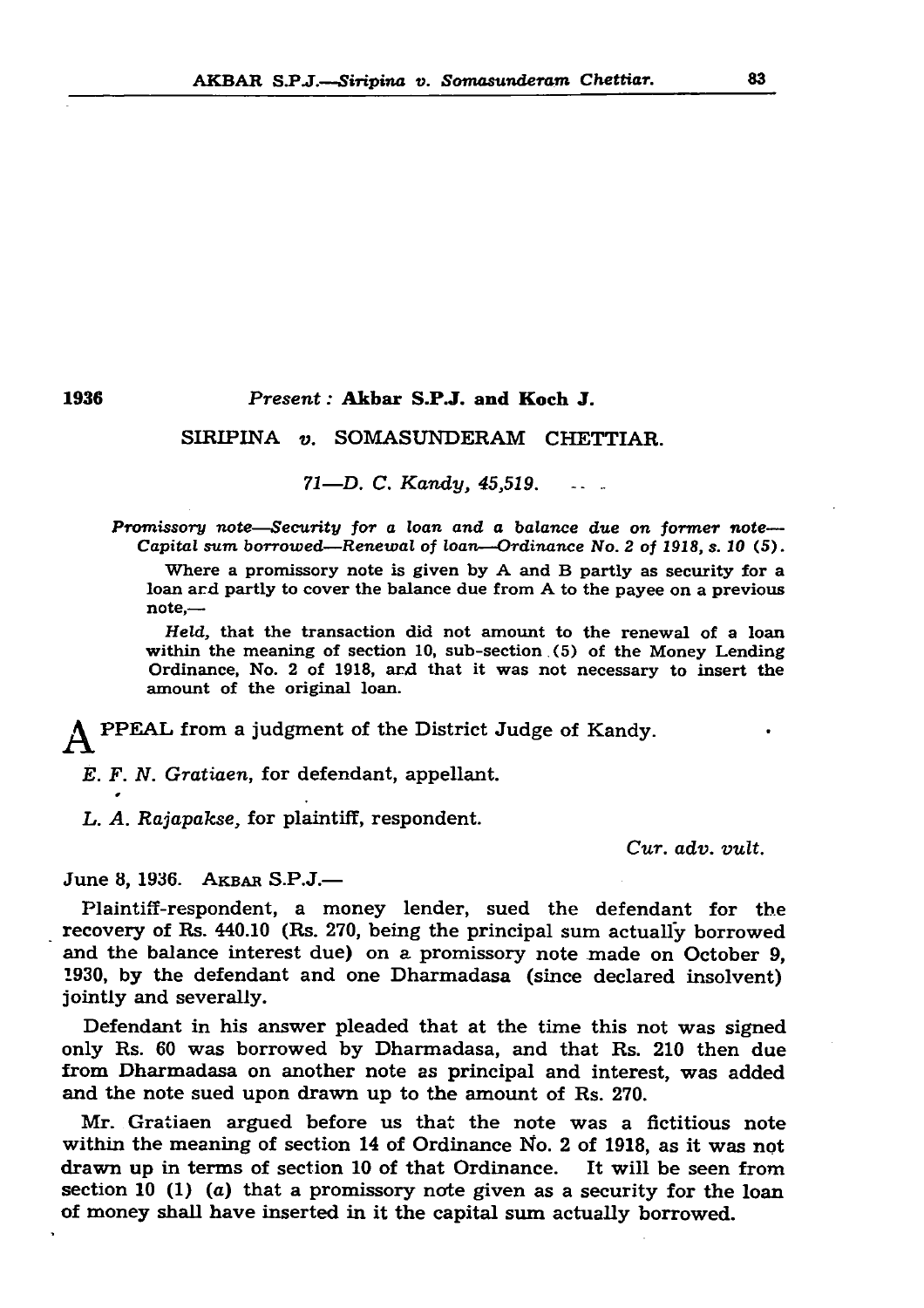1936

Present: **Akbar S.P.J. and Koch J.**

## SIRIPINA v. SOMASUNDERAM CHETTIAR.

*71—D. C. Kandy, 45,519.*

*Promissory note—Security for a loan and a balance due on former note—Capital sum borrowed—Renewal of loan—Ordinance No. 2 of 1918, s. 10 (5).*

Where a promissory note is given by A and B partly as security for a loan and partly to cover the balance due from A to the payee on a previous note,—

*Held*, that the transaction did not amount to the renewal of a loan within the meaning of section 10, sub-section (5) of the Money Lending Ordinance, No. 2 of 1918, and that it was not necessary to insert the amount of the original loan.

APPEAL from a judgment of the District Judge of Kandy.

*E. F. N. Gratiaen*, for defendant, appellant.

*L. A. Rajapakse*, for plaintiff, respondent.

*Cur. adv. vult.*

June 8, 1936. AKBAR S.P.J.—

Plaintiff-respondent, a money lender, sued the defendant for the recovery of Rs. 440.10 (Rs. 270, being the principal sum actually borrowed and the balance interest due) on a promissory note made on October 9, 1930, by the defendant and one Dharmadasa (since declared insolvent) jointly and severally.

Defendant in his answer pleaded that at the time this not was signed only Rs. 60 was borrowed by Dharmadasa, and that Rs. 210 then due from Dharmadasa on another note as principal and interest, was added and the note sued upon drawn up to the amount of Rs. 270.

Mr. Gratiaen argued before us that the note was a fictitious note within the meaning of section 14 of Ordinance No. 2 of 1918, as it was not drawn up in terms of section 10 of that Ordinance. It will be seen from section 10 (1) (*a*) that a promissory note given as a security for the loan of money shall have inserted in it the capital sum actually borrowed.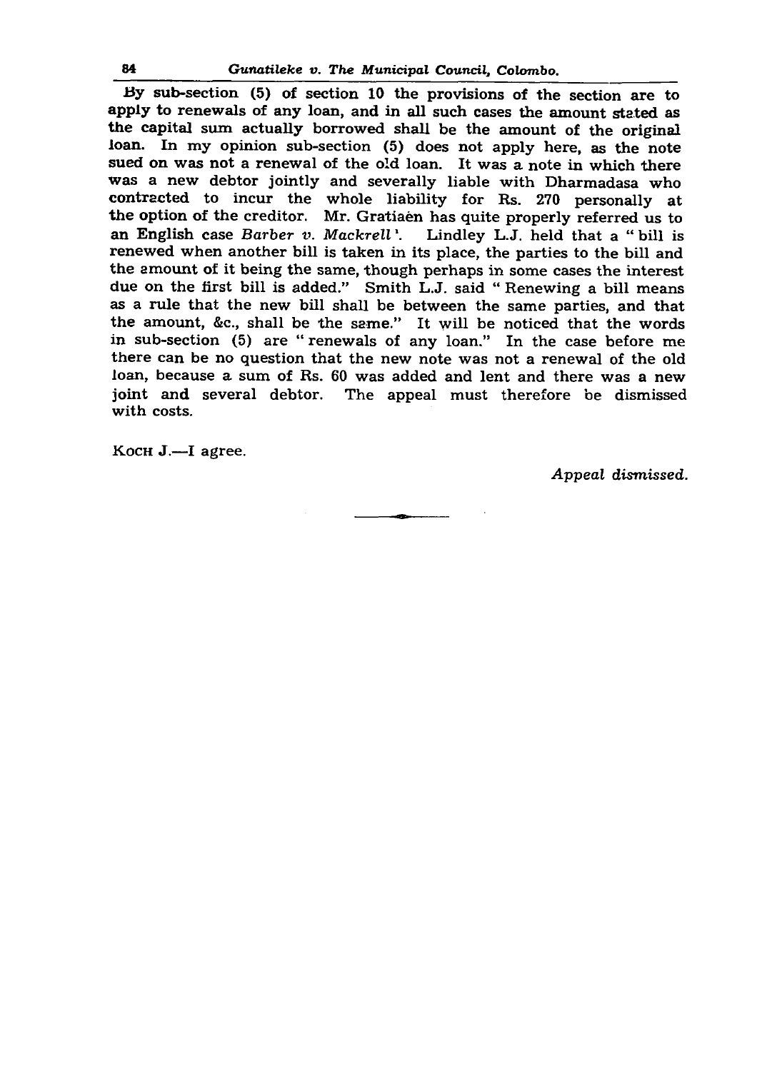By sub-section (5) of section 10 the provisions of the section are to apply to renewals of any loan, and in all such cases the amount stated as the capital sum actually borrowed shall be the amount of the original loan. In my opinion sub-section (5) does not apply here, as the note sued on was not a renewal of the old loan. It was a note in which there was a new debtor jointly and severally liable with Dharmadasa who contracted to incur the whole liability for Rs. 270 personally at the option of the creditor. Mr. Gratiaen has quite properly referred us to an English case *Barber v. Mackrell*[1]. Lindley L.J. held that a "bill is renewed when another bill is taken in its place, the parties to the bill and the amount of it being the same, though perhaps in some cases the interest due on the first bill is added." Smith L.J. said "Renewing a bill means as a rule that the new bill shall be between the same parties, and that the amount, &c., shall be the same." It will be noticed that the words in sub-section (5) are "renewals of any loan." In the case before me there can be no question that the new note was not a renewal of the old loan, because a sum of Rs. 60 was added and lent and there was a new joint and several debtor. The appeal must therefore be dismissed with costs.

KOCH J.—I agree.

*Appeal dismissed.*